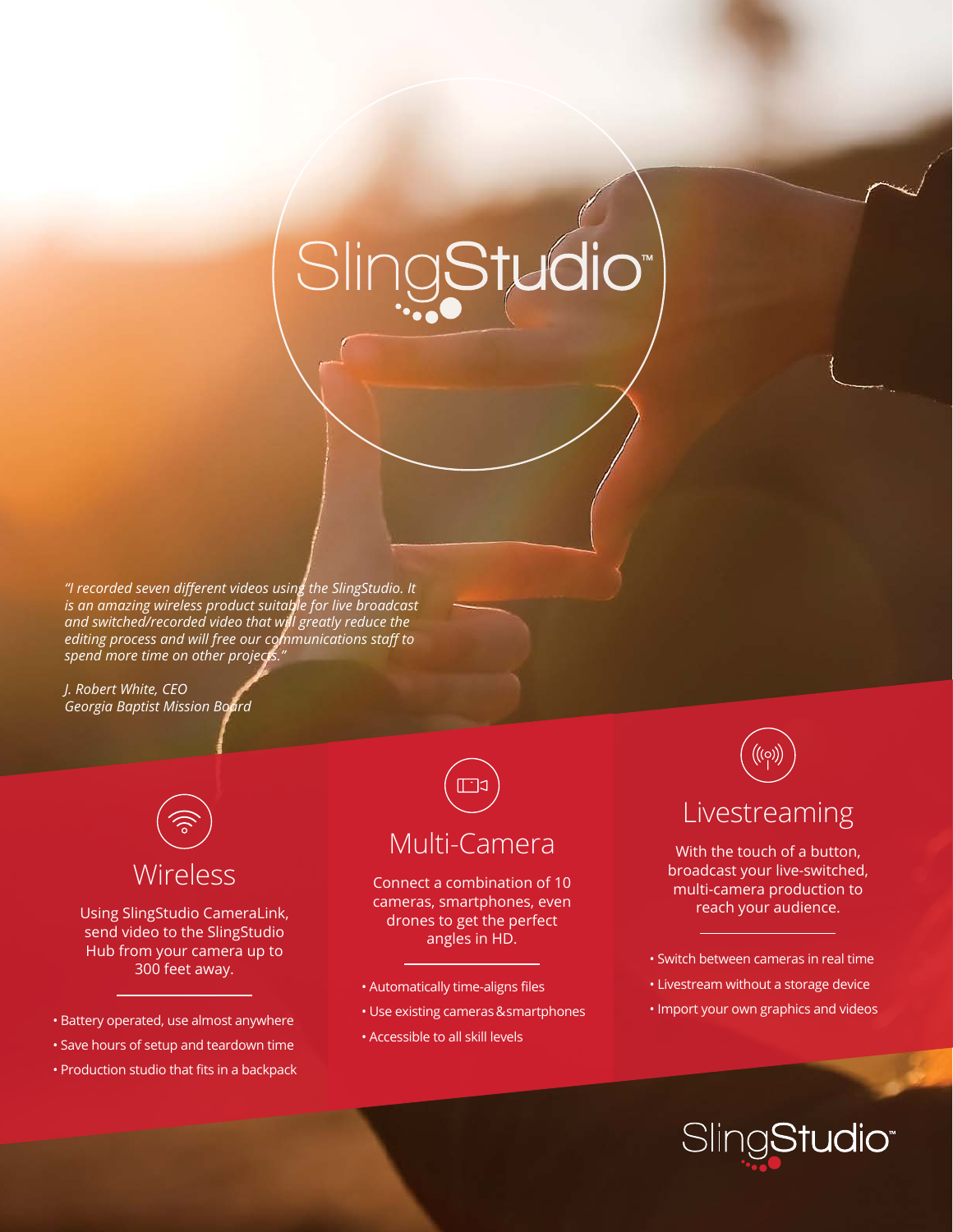# SlingStudio™

*"I recorded seven different videos using the SlingStudio. It is an amazing wireless product suitable for live broadcast and switched/recorded video that will greatly reduce the editing process and will free our communications staff to spend more time on other projects."*

*J. Robert White, CEO*
*Georgia Baptist Mission Board*

## Wireless

Using SlingStudio CameraLink, send video to the SlingStudio Hub from your camera up to 300 feet away.

- Battery operated, use almost anywhere
- Save hours of setup and teardown time
- Production studio that fits in a backpack

## Multi-Camera

Connect a combination of 10 cameras, smartphones, even drones to get the perfect angles in HD.

- Automatically time-aligns files
- Use existing cameras & smartphones
- Accessible to all skill levels

## Livestreaming

With the touch of a button, broadcast your live-switched, multi-camera production to reach your audience.

- Switch between cameras in real time
- Livestream without a storage device
- Import your own graphics and videos

SlingStudio™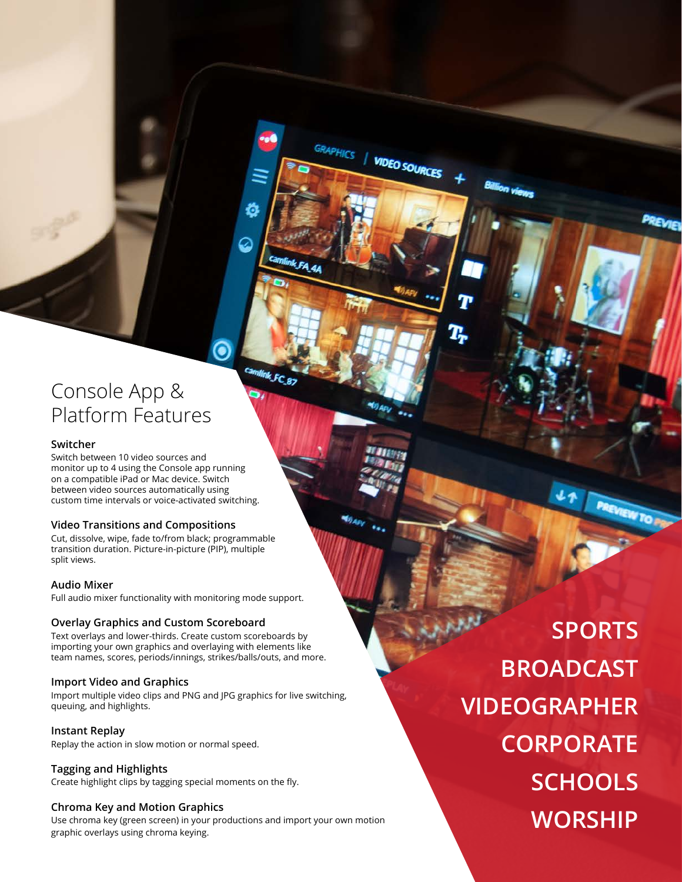# Console App & Platform Features

### Switcher

Switch between 10 video sources and monitor up to 4 using the Console app running on a compatible iPad or Mac device. Switch between video sources automatically using custom time intervals or voice-activated switching.

### Video Transitions and Compositions

Cut, dissolve, wipe, fade to/from black; programmable transition duration. Picture-in-picture (PIP), multiple split views.

### Audio Mixer

Full audio mixer functionality with monitoring mode support.

### Overlay Graphics and Custom Scoreboard

Text overlays and lower-thirds. Create custom scoreboards by importing your own graphics and overlaying with elements like team names, scores, periods/innings, strikes/balls/outs, and more.

### Import Video and Graphics

Import multiple video clips and PNG and JPG graphics for live switching, queuing, and highlights.

### Instant Replay

Replay the action in slow motion or normal speed.

### Tagging and Highlights

Create highlight clips by tagging special moments on the fly.

### Chroma Key and Motion Graphics

Use chroma key (green screen) in your productions and import your own motion graphic overlays using chroma keying.

**SPORTS**
**BROADCAST**
**VIDEOGRAPHER**
**CORPORATE**
**SCHOOLS**
**WORSHIP**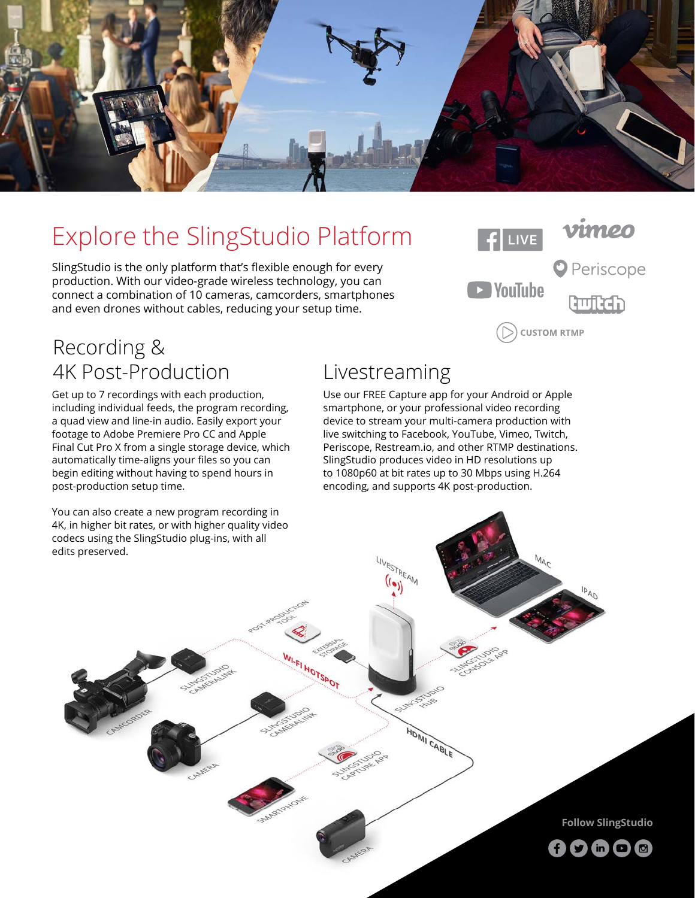# Explore the SlingStudio Platform

SlingStudio is the only platform that's flexible enough for every production. With our video-grade wireless technology, you can connect a combination of 10 cameras, camcorders, smartphones and even drones without cables, reducing your setup time.

## Recording & 4K Post-Production

Get up to 7 recordings with each production, including individual feeds, the program recording, a quad view and line-in audio. Easily export your footage to Adobe Premiere Pro CC and Apple Final Cut Pro X from a single storage device, which automatically time-aligns your files so you can begin editing without having to spend hours in post-production setup time.

You can also create a new program recording in 4K, in higher bit rates, or with higher quality video codecs using the SlingStudio plug-ins, with all edits preserved.

## Livestreaming

Use our FREE Capture app for your Android or Apple smartphone, or your professional video recording device to stream your multi-camera production with live switching to Facebook, YouTube, Vimeo, Twitch, Periscope, Restream.io, and other RTMP destinations. SlingStudio produces video in HD resolutions up to 1080p60 at bit rates up to 30 Mbps using H.264 encoding, and supports 4K post-production.

Follow SlingStudio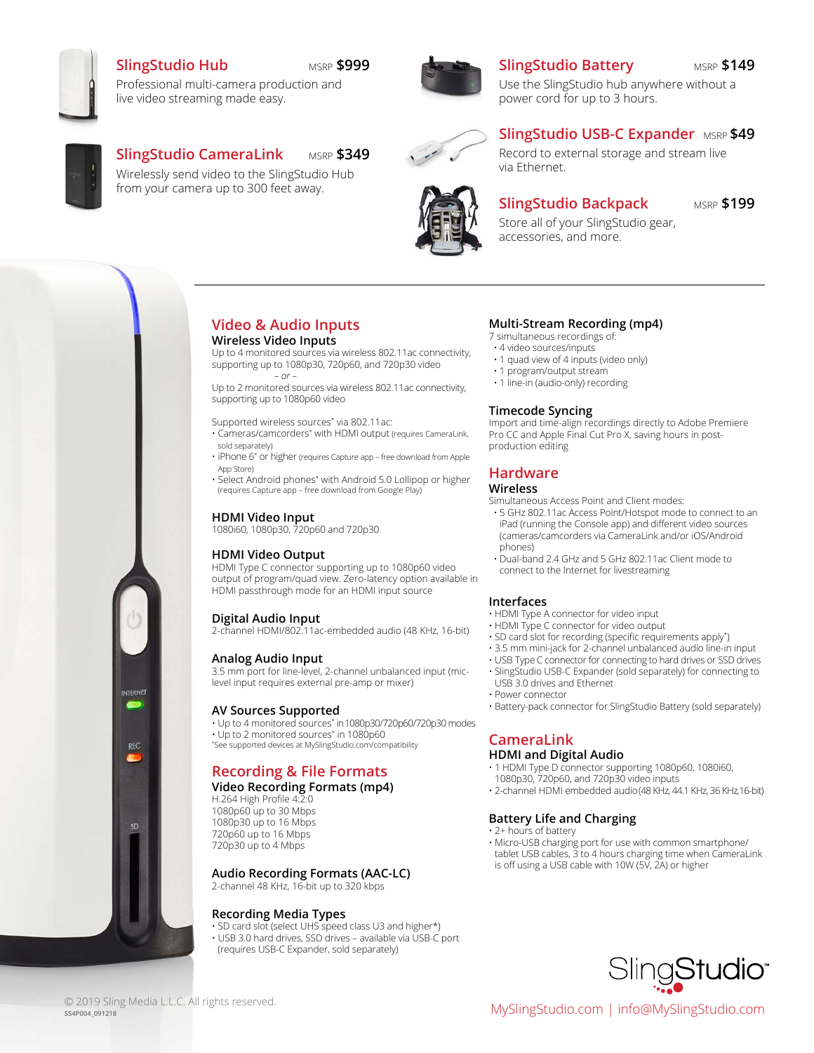## SlingStudio Hub
MSRP **$999**

Professional multi-camera production and live video streaming made easy.

## SlingStudio CameraLink
MSRP **$349**

Wirelessly send video to the SlingStudio Hub from your camera up to 300 feet away.

## SlingStudio Battery
MSRP **$149**

Use the SlingStudio hub anywhere without a power cord for up to 3 hours.

## SlingStudio USB-C Expander
MSRP **$49**

Record to external storage and stream live via Ethernet.

## SlingStudio Backpack
MSRP **$199**

Store all of your SlingStudio gear, accessories, and more.

## Video & Audio Inputs

### Wireless Video Inputs

Up to 4 monitored sources via wireless 802.11ac connectivity, supporting up to 1080p30, 720p60, and 720p30 video

*– or –*

Up to 2 monitored sources via wireless 802.11ac connectivity, supporting up to 1080p60 video

Supported wireless sources* via 802.11ac:

- Cameras/camcorders* with HDMI output (requires CameraLink, sold separately)
- iPhone 6* or higher (requires Capture app – free download from Apple App Store)
- Select Android phones* with Android 5.0 Lollipop or higher (requires Capture app – free download from Google Play)

### HDMI Video Input

1080i60, 1080p30, 720p60 and 720p30

### HDMI Video Output

HDMI Type C connector supporting up to 1080p60 video output of program/quad view. Zero-latency option available in HDMI passthrough mode for an HDMI input source

### Digital Audio Input

2-channel HDMI/802.11ac-embedded audio (48 KHz, 16-bit)

### Analog Audio Input

3.5 mm port for line-level, 2-channel unbalanced input (mic-level input requires external pre-amp or mixer)

### AV Sources Supported

- Up to 4 monitored sources* in 1080p30/720p60/720p30 modes
- Up to 2 monitored sources* in 1080p60

*See supported devices at MySlingStudio.com/compatibility

## Recording & File Formats

### Video Recording Formats (mp4)

H.264 High Profile 4:2:0
1080p60 up to 30 Mbps
1080p30 up to 16 Mbps
720p60 up to 16 Mbps
720p30 up to 4 Mbps

### Audio Recording Formats (AAC-LC)

2-channel 48 KHz, 16-bit up to 320 kbps

### Recording Media Types

- SD card slot (select UHS speed class U3 and higher*)
- USB 3.0 hard drives, SSD drives – available via USB-C port (requires USB-C Expander, sold separately)

### Multi-Stream Recording (mp4)

7 simultaneous recordings of:

- 4 video sources/inputs
- 1 quad view of 4 inputs (video only)
- 1 program/output stream
- 1 line-in (audio-only) recording

### Timecode Syncing

Import and time-align recordings directly to Adobe Premiere Pro CC and Apple Final Cut Pro X, saving hours in post-production editing

## Hardware

### Wireless

Simultaneous Access Point and Client modes:

- 5 GHz 802.11ac Access Point/Hotspot mode to connect to an iPad (running the Console app) and different video sources (cameras/camcorders via CameraLink and/or iOS/Android phones)
- Dual-band 2.4 GHz and 5 GHz 802.11ac Client mode to connect to the Internet for livestreaming

### Interfaces

- HDMI Type A connector for video input
- HDMI Type C connector for video output
- SD card slot for recording (specific requirements apply*)
- 3.5 mm mini-jack for 2-channel unbalanced audio line-in input
- USB Type C connector for connecting to hard drives or SSD drives
- SlingStudio USB-C Expander (sold separately) for connecting to USB 3.0 drives and Ethernet
- Power connector
- Battery-pack connector for SlingStudio Battery (sold separately)

## CameraLink

### HDMI and Digital Audio

- 1 HDMI Type D connector supporting 1080p60, 1080i60, 1080p30, 720p60, and 720p30 video inputs
- 2-channel HDMI embedded audio (48 KHz, 44.1 KHz, 36 KHz,16-bit)

### Battery Life and Charging

- 2+ hours of battery
- Micro-USB charging port for use with common smartphone/tablet USB cables, 3 to 4 hours charging time when CameraLink is off using a USB cable with 10W (5V, 2A) or higher

SlingStudio™

© 2019 Sling Media L.L.C. All rights reserved.
SS4P004_091218

MySlingStudio.com | info@MySlingStudio.com